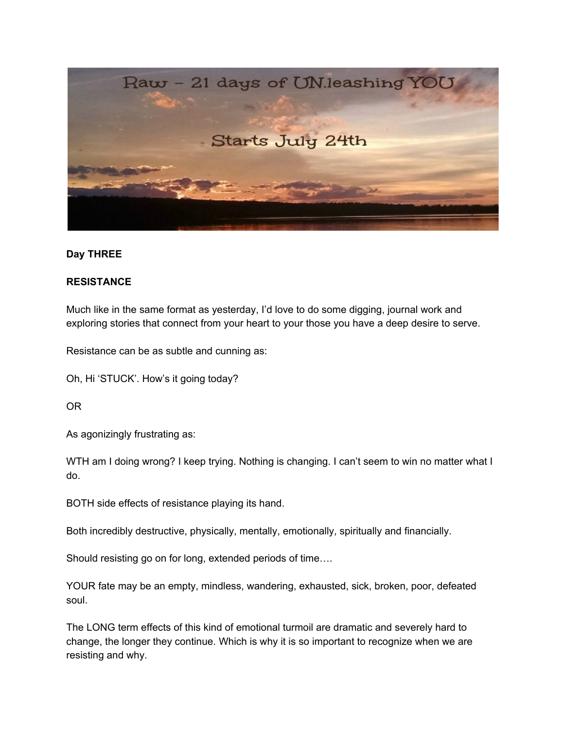Raw – 21 days of UN.leashing YOU

Starts July 24th

**Day THREE**

**RESISTANCE**

Much like in the same format as yesterday, I'd love to do some digging, journal work and exploring stories that connect from your heart to your those you have a deep desire to serve.

Resistance can be as subtle and cunning as:

Oh, Hi 'STUCK'. How's it going today?

OR

As agonizingly frustrating as:

WTH am I doing wrong? I keep trying. Nothing is changing. I can't seem to win no matter what I do.

BOTH side effects of resistance playing its hand.

Both incredibly destructive, physically, mentally, emotionally, spiritually and financially.

Should resisting go on for long, extended periods of time….

YOUR fate may be an empty, mindless, wandering, exhausted, sick, broken, poor, defeated soul.

The LONG term effects of this kind of emotional turmoil are dramatic and severely hard to change, the longer they continue. Which is why it is so important to recognize when we are resisting and why.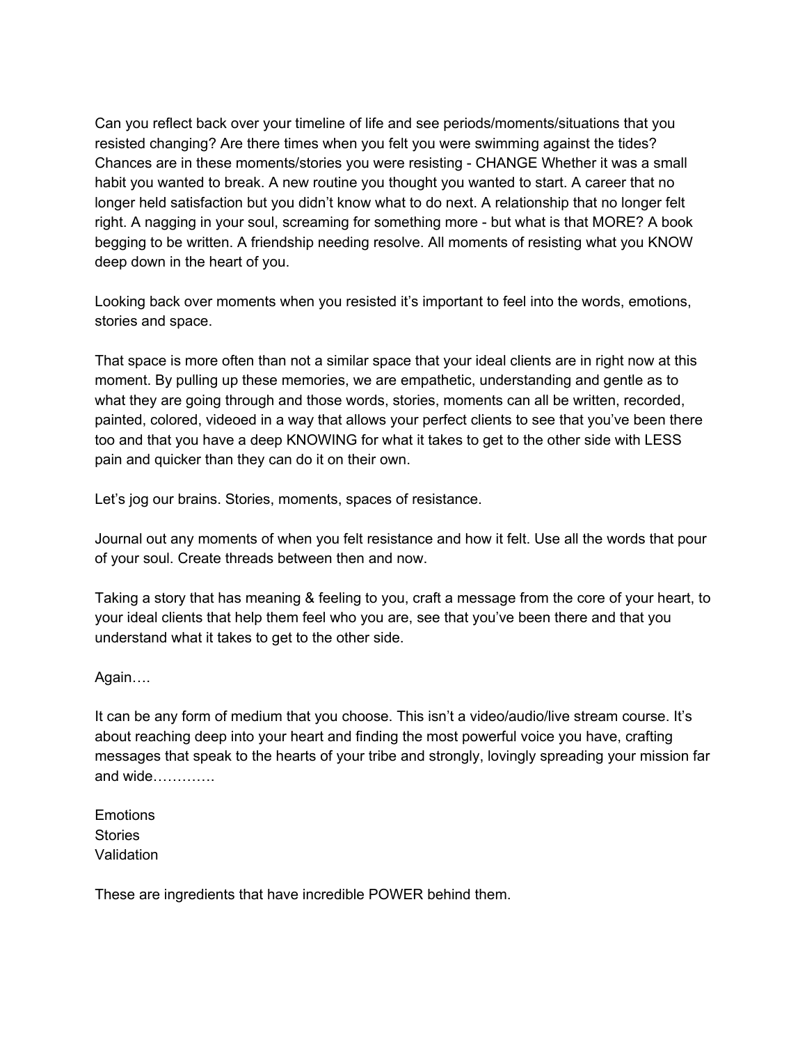Can you reflect back over your timeline of life and see periods/moments/situations that you resisted changing? Are there times when you felt you were swimming against the tides? Chances are in these moments/stories you were resisting - CHANGE Whether it was a small habit you wanted to break. A new routine you thought you wanted to start. A career that no longer held satisfaction but you didn't know what to do next. A relationship that no longer felt right. A nagging in your soul, screaming for something more - but what is that MORE? A book begging to be written. A friendship needing resolve. All moments of resisting what you KNOW deep down in the heart of you.

Looking back over moments when you resisted it's important to feel into the words, emotions, stories and space.

That space is more often than not a similar space that your ideal clients are in right now at this moment. By pulling up these memories, we are empathetic, understanding and gentle as to what they are going through and those words, stories, moments can all be written, recorded, painted, colored, videoed in a way that allows your perfect clients to see that you've been there too and that you have a deep KNOWING for what it takes to get to the other side with LESS pain and quicker than they can do it on their own.

Let's jog our brains. Stories, moments, spaces of resistance.

Journal out any moments of when you felt resistance and how it felt. Use all the words that pour of your soul. Create threads between then and now.

Taking a story that has meaning & feeling to you, craft a message from the core of your heart, to your ideal clients that help them feel who you are, see that you've been there and that you understand what it takes to get to the other side.

Again….

It can be any form of medium that you choose. This isn't a video/audio/live stream course. It's about reaching deep into your heart and finding the most powerful voice you have, crafting messages that speak to the hearts of your tribe and strongly, lovingly spreading your mission far and wide………….

Emotions
Stories
Validation

These are ingredients that have incredible POWER behind them.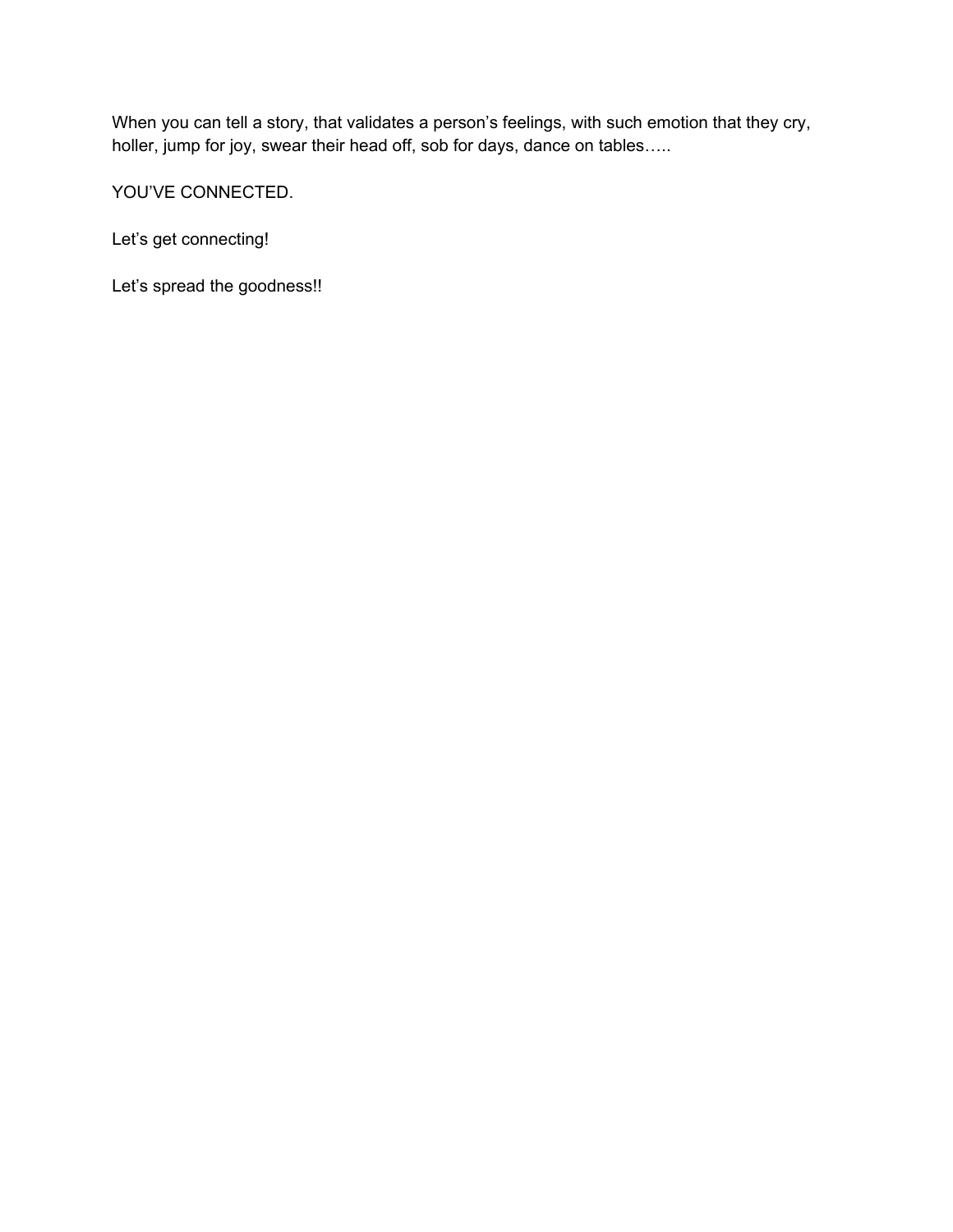When you can tell a story, that validates a person's feelings, with such emotion that they cry, holler, jump for joy, swear their head off, sob for days, dance on tables…..

YOU'VE CONNECTED.

Let's get connecting!

Let's spread the goodness!!